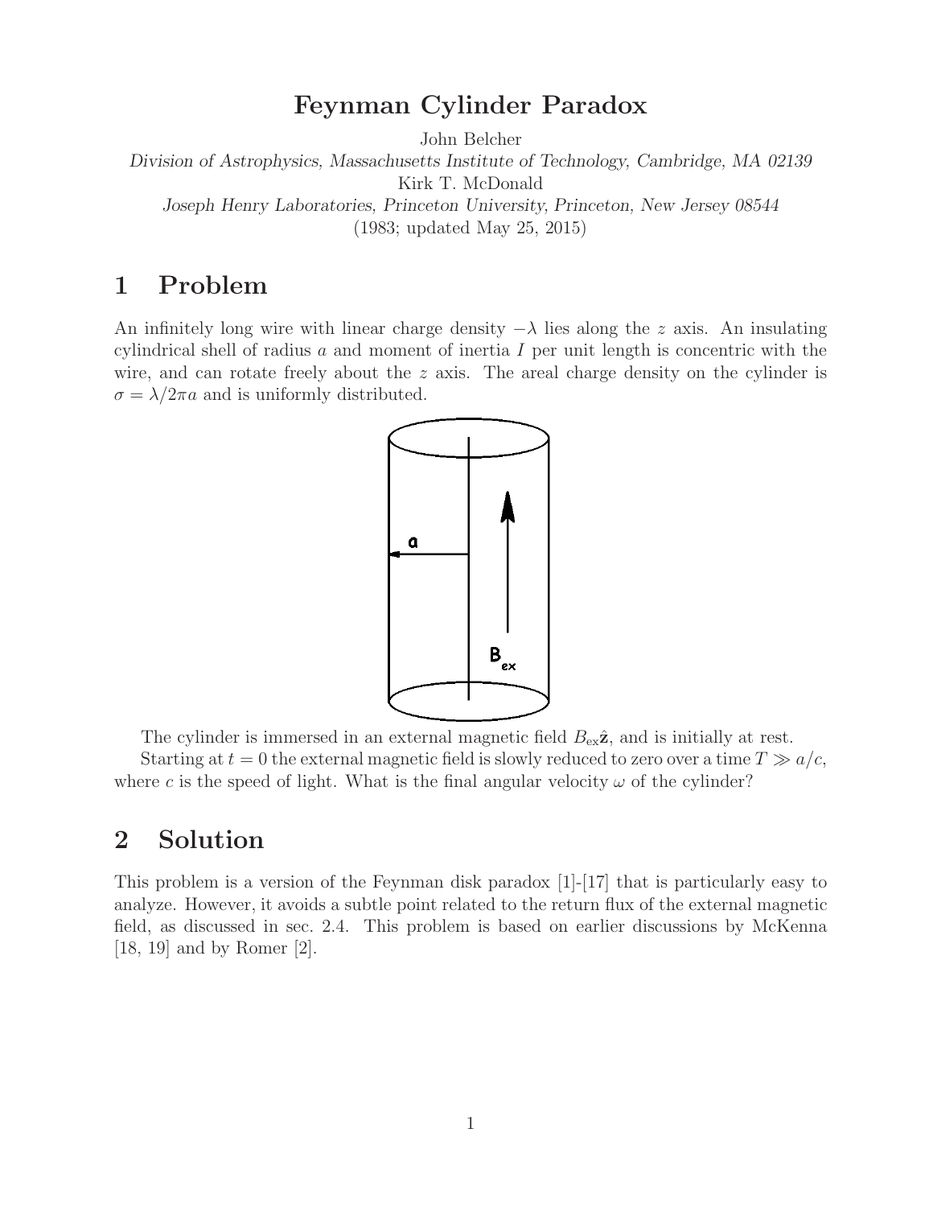# Feynman Cylinder Paradox

John Belcher

*Division of Astrophysics, Massachusetts Institute of Technology, Cambridge, MA 02139*

Kirk T. McDonald

*Joseph Henry Laboratories, Princeton University, Princeton, New Jersey 08544*

(1983; updated May 25, 2015)

# 1 Problem

An infinitely long wire with linear charge density $-\lambda$ lies along the $z$ axis. An insulating cylindrical shell of radius $a$ and moment of inertia $I$ per unit length is concentric with the wire, and can rotate freely about the $z$ axis. The areal charge density on the cylinder is $\sigma = \lambda/2\pi a$ and is uniformly distributed.

The cylinder is immersed in an external magnetic field $B_{\rm ex}\hat{\mathbf{z}}$, and is initially at rest.

Starting at $t = 0$ the external magnetic field is slowly reduced to zero over a time $T \gg a/c$, where $c$ is the speed of light. What is the final angular velocity $\omega$ of the cylinder?

# 2 Solution

This problem is a version of the Feynman disk paradox [1]-[17] that is particularly easy to analyze. However, it avoids a subtle point related to the return flux of the external magnetic field, as discussed in sec. 2.4. This problem is based on earlier discussions by McKenna [18, 19] and by Romer [2].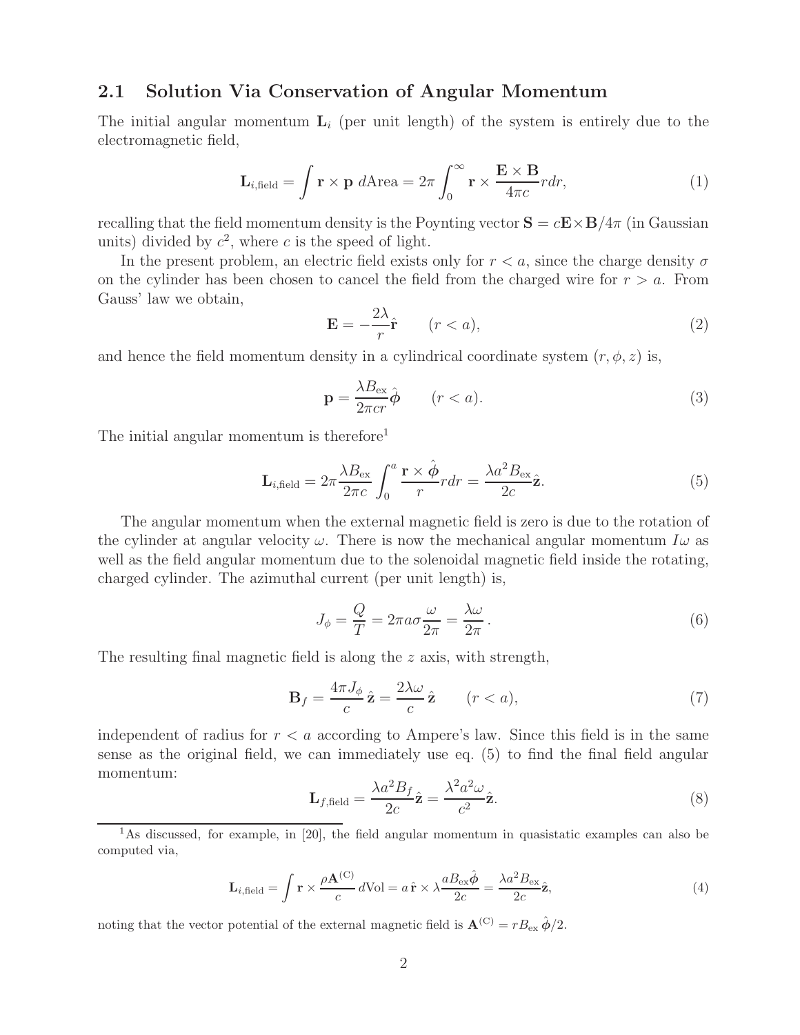## 2.1 Solution Via Conservation of Angular Momentum

The initial angular momentum $\mathbf{L}_i$ (per unit length) of the system is entirely due to the electromagnetic field,

$$\mathbf{L}_{i,\text{field}} = \int \mathbf{r} \times \mathbf{p} \; d\text{Area} = 2\pi \int_0^\infty \mathbf{r} \times \frac{\mathbf{E} \times \mathbf{B}}{4\pi c} r dr, \tag{1}$$

recalling that the field momentum density is the Poynting vector $\mathbf{S} = c\mathbf{E} \times \mathbf{B}/4\pi$ (in Gaussian units) divided by $c^2$, where $c$ is the speed of light.

In the present problem, an electric field exists only for $r < a$, since the charge density $\sigma$ on the cylinder has been chosen to cancel the field from the charged wire for $r > a$. From Gauss' law we obtain,

$$\mathbf{E} = -\frac{2\lambda}{r}\hat{\mathbf{r}} \qquad (r < a), \tag{2}$$

and hence the field momentum density in a cylindrical coordinate system $(r, \phi, z)$ is,

$$\mathbf{p} = \frac{\lambda B_{\text{ex}}}{2\pi c r}\hat{\boldsymbol{\phi}} \qquad (r < a). \tag{3}$$

The initial angular momentum is therefore[1]

$$\mathbf{L}_{i,\text{field}} = 2\pi \frac{\lambda B_{\text{ex}}}{2\pi c} \int_0^a \frac{\mathbf{r} \times \hat{\boldsymbol{\phi}}}{r} r dr = \frac{\lambda a^2 B_{\text{ex}}}{2c}\hat{\mathbf{z}}. \tag{5}$$

The angular momentum when the external magnetic field is zero is due to the rotation of the cylinder at angular velocity $\omega$. There is now the mechanical angular momentum $I\omega$ as well as the field angular momentum due to the solenoidal magnetic field inside the rotating, charged cylinder. The azimuthal current (per unit length) is,

$$J_\phi = \frac{Q}{T} = 2\pi a \sigma \frac{\omega}{2\pi} = \frac{\lambda \omega}{2\pi}. \tag{6}$$

The resulting final magnetic field is along the $z$ axis, with strength,

$$\mathbf{B}_f = \frac{4\pi J_\phi}{c}\,\hat{\mathbf{z}} = \frac{2\lambda\omega}{c}\,\hat{\mathbf{z}} \qquad (r < a), \tag{7}$$

independent of radius for $r < a$ according to Ampere's law. Since this field is in the same sense as the original field, we can immediately use eq. (5) to find the final field angular momentum:

$$\mathbf{L}_{f,\text{field}} = \frac{\lambda a^2 B_f}{2c}\hat{\mathbf{z}} = \frac{\lambda^2 a^2 \omega}{c^2}\hat{\mathbf{z}}. \tag{8}$$

---

[1] As discussed, for example, in [20], the field angular momentum in quasistatic examples can also be computed via,

$$\mathbf{L}_{i,\text{field}} = \int \mathbf{r} \times \frac{\rho \mathbf{A}^{(\text{C})}}{c}\, d\text{Vol} = a\,\hat{\mathbf{r}} \times \lambda \frac{a B_{\text{ex}} \hat{\boldsymbol{\phi}}}{2c} = \frac{\lambda a^2 B_{\text{ex}}}{2c}\hat{\mathbf{z}}, \tag{4}$$

noting that the vector potential of the external magnetic field is $\mathbf{A}^{(\text{C})} = r B_{\text{ex}}\,\hat{\boldsymbol{\phi}}/2$.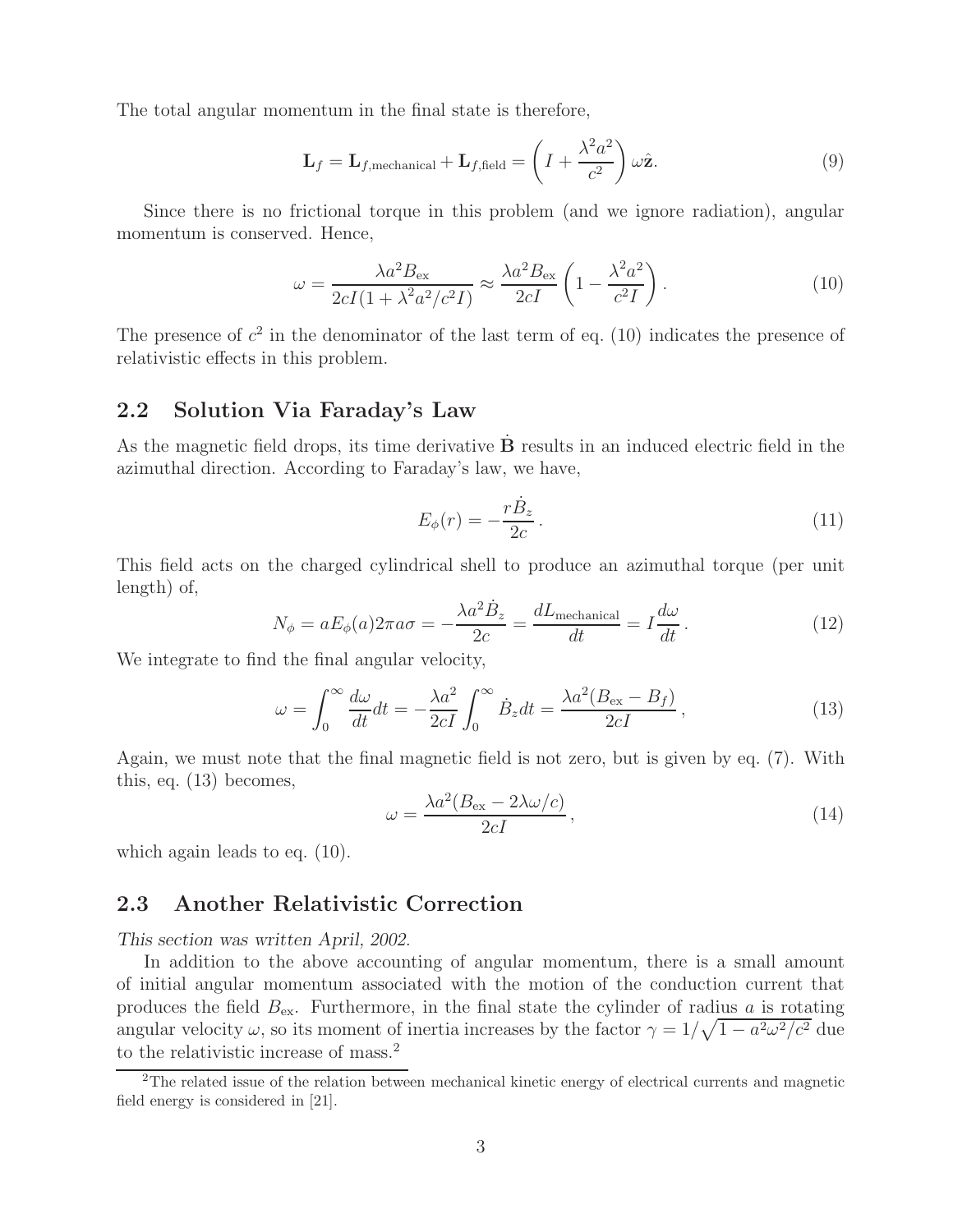The total angular momentum in the final state is therefore,

$$\mathbf{L}_f = \mathbf{L}_{f,\text{mechanical}} + \mathbf{L}_{f,\text{field}} = \left( I + \frac{\lambda^2 a^2}{c^2} \right) \omega \hat{\mathbf{z}}. \tag{9}$$

Since there is no frictional torque in this problem (and we ignore radiation), angular momentum is conserved. Hence,

$$\omega = \frac{\lambda a^2 B_{\text{ex}}}{2cI(1 + \lambda^2 a^2 / c^2 I)} \approx \frac{\lambda a^2 B_{\text{ex}}}{2cI} \left( 1 - \frac{\lambda^2 a^2}{c^2 I} \right). \tag{10}$$

The presence of $c^2$ in the denominator of the last term of eq. (10) indicates the presence of relativistic effects in this problem.

## 2.2 Solution Via Faraday's Law

As the magnetic field drops, its time derivative $\dot{\mathbf{B}}$ results in an induced electric field in the azimuthal direction. According to Faraday's law, we have,

$$E_\phi(r) = -\frac{r \dot{B}_z}{2c}. \tag{11}$$

This field acts on the charged cylindrical shell to produce an azimuthal torque (per unit length) of,

$$N_\phi = a E_\phi(a) 2\pi a \sigma = -\frac{\lambda a^2 \dot{B}_z}{2c} = \frac{dL_{\text{mechanical}}}{dt} = I \frac{d\omega}{dt}. \tag{12}$$

We integrate to find the final angular velocity,

$$\omega = \int_0^\infty \frac{d\omega}{dt} dt = -\frac{\lambda a^2}{2cI} \int_0^\infty \dot{B}_z dt = \frac{\lambda a^2 (B_{\text{ex}} - B_f)}{2cI}, \tag{13}$$

Again, we must note that the final magnetic field is not zero, but is given by eq. (7). With this, eq. (13) becomes,

$$\omega = \frac{\lambda a^2 (B_{\text{ex}} - 2\lambda\omega/c)}{2cI}, \tag{14}$$

which again leads to eq. (10).

## 2.3 Another Relativistic Correction

*This section was written April, 2002.*

In addition to the above accounting of angular momentum, there is a small amount of initial angular momentum associated with the motion of the conduction current that produces the field $B_{\text{ex}}$. Furthermore, in the final state the cylinder of radius $a$ is rotating angular velocity $\omega$, so its moment of inertia increases by the factor $\gamma = 1/\sqrt{1 - a^2\omega^2/c^2}$ due to the relativistic increase of mass.[2]

[2]The related issue of the relation between mechanical kinetic energy of electrical currents and magnetic field energy is considered in [21].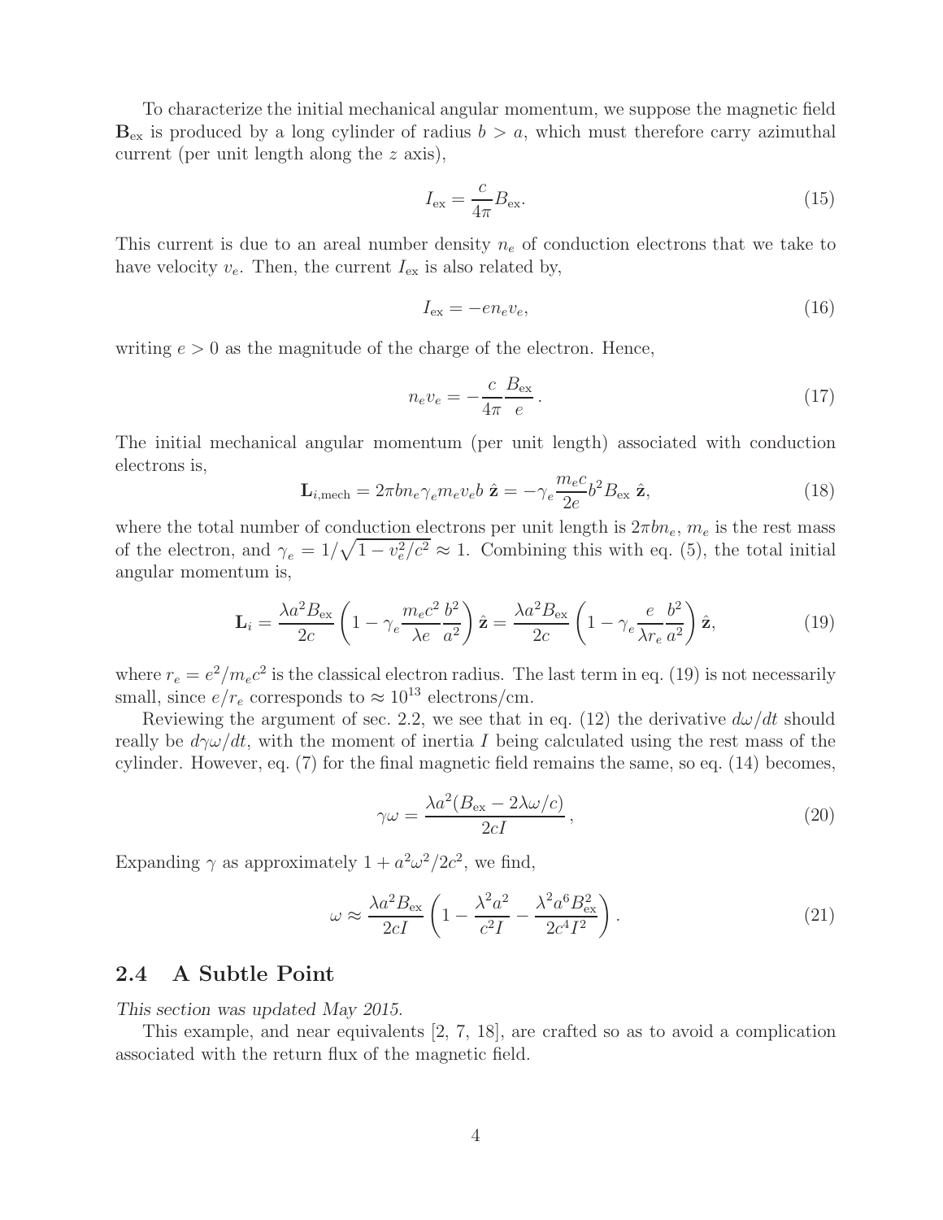To characterize the initial mechanical angular momentum, we suppose the magnetic field $\mathbf{B}_{\rm ex}$ is produced by a long cylinder of radius $b > a$, which must therefore carry azimuthal current (per unit length along the $z$ axis),

$$I_{\rm ex} = \frac{c}{4\pi} B_{\rm ex}. \tag{15}$$

This current is due to an areal number density $n_e$ of conduction electrons that we take to have velocity $v_e$. Then, the current $I_{\rm ex}$ is also related by,

$$I_{\rm ex} = -e n_e v_e, \tag{16}$$

writing $e > 0$ as the magnitude of the charge of the electron. Hence,

$$n_e v_e = -\frac{c}{4\pi} \frac{B_{\rm ex}}{e}. \tag{17}$$

The initial mechanical angular momentum (per unit length) associated with conduction electrons is,

$$\mathbf{L}_{i,\rm mech} = 2\pi b n_e \gamma_e m_e v_e b \; \hat{\mathbf{z}} = -\gamma_e \frac{m_e c}{2e} b^2 B_{\rm ex} \; \hat{\mathbf{z}}, \tag{18}$$

where the total number of conduction electrons per unit length is $2\pi b n_e$, $m_e$ is the rest mass of the electron, and $\gamma_e = 1/\sqrt{1 - v_e^2/c^2} \approx 1$. Combining this with eq. (5), the total initial angular momentum is,

$$\mathbf{L}_i = \frac{\lambda a^2 B_{\rm ex}}{2c} \left( 1 - \gamma_e \frac{m_e c^2}{\lambda e} \frac{b^2}{a^2} \right) \hat{\mathbf{z}} = \frac{\lambda a^2 B_{\rm ex}}{2c} \left( 1 - \gamma_e \frac{e}{\lambda r_e} \frac{b^2}{a^2} \right) \hat{\mathbf{z}}, \tag{19}$$

where $r_e = e^2/m_e c^2$ is the classical electron radius. The last term in eq. (19) is not necessarily small, since $e/r_e$ corresponds to $\approx 10^{13}$ electrons/cm.

Reviewing the argument of sec. 2.2, we see that in eq. (12) the derivative $d\omega/dt$ should really be $d\gamma\omega/dt$, with the moment of inertia $I$ being calculated using the rest mass of the cylinder. However, eq. (7) for the final magnetic field remains the same, so eq. (14) becomes,

$$\gamma\omega = \frac{\lambda a^2 (B_{\rm ex} - 2\lambda\omega/c)}{2cI}, \tag{20}$$

Expanding $\gamma$ as approximately $1 + a^2\omega^2/2c^2$, we find,

$$\omega \approx \frac{\lambda a^2 B_{\rm ex}}{2cI} \left( 1 - \frac{\lambda^2 a^2}{c^2 I} - \frac{\lambda^2 a^6 B_{\rm ex}^2}{2c^4 I^2} \right). \tag{21}$$

## 2.4 A Subtle Point

*This section was updated May 2015.*

This example, and near equivalents [2, 7, 18], are crafted so as to avoid a complication associated with the return flux of the magnetic field.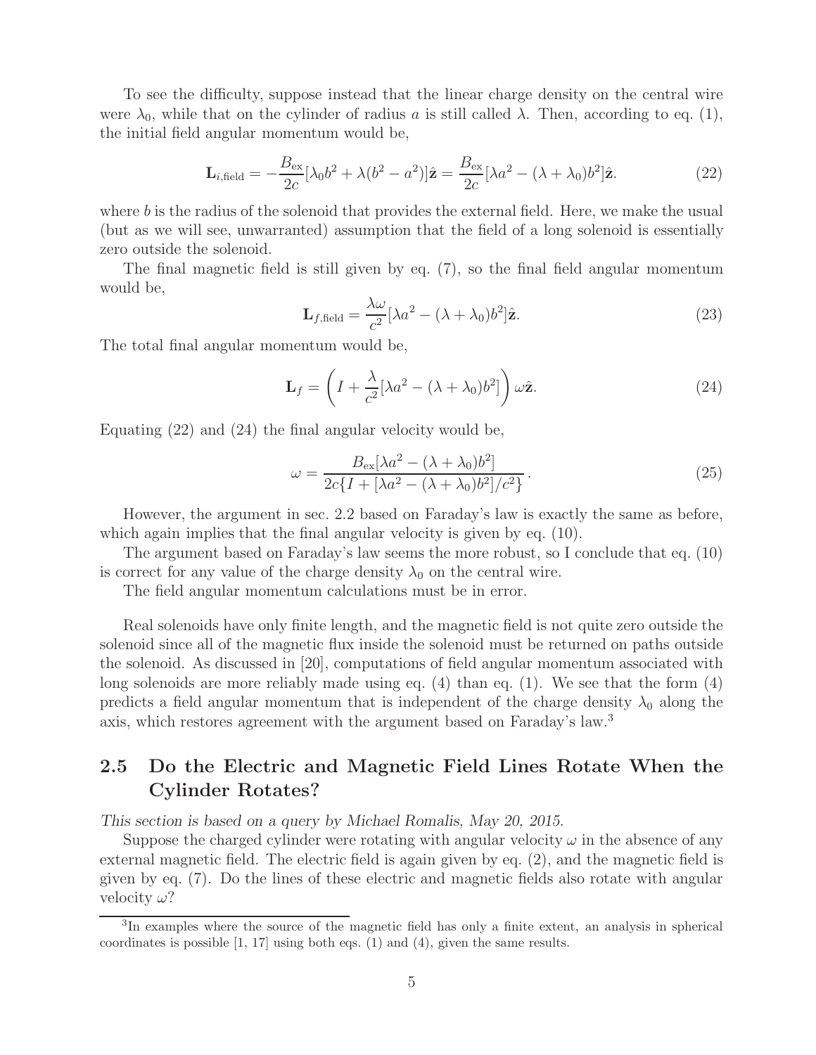To see the difficulty, suppose instead that the linear charge density on the central wire were $\lambda_0$, while that on the cylinder of radius $a$ is still called $\lambda$. Then, according to eq. (1), the initial field angular momentum would be,

$$\mathbf{L}_{i,\text{field}} = -\frac{B_{\text{ex}}}{2c}[\lambda_0 b^2 + \lambda(b^2 - a^2)]\hat{\mathbf{z}} = \frac{B_{\text{ex}}}{2c}[\lambda a^2 - (\lambda + \lambda_0)b^2]\hat{\mathbf{z}}. \tag{22}$$

where $b$ is the radius of the solenoid that provides the external field. Here, we make the usual (but as we will see, unwarranted) assumption that the field of a long solenoid is essentially zero outside the solenoid.

The final magnetic field is still given by eq. (7), so the final field angular momentum would be,

$$\mathbf{L}_{f,\text{field}} = \frac{\lambda\omega}{c^2}[\lambda a^2 - (\lambda + \lambda_0)b^2]\hat{\mathbf{z}}. \tag{23}$$

The total final angular momentum would be,

$$\mathbf{L}_f = \left(I + \frac{\lambda}{c^2}[\lambda a^2 - (\lambda + \lambda_0)b^2]\right)\omega\hat{\mathbf{z}}. \tag{24}$$

Equating (22) and (24) the final angular velocity would be,

$$\omega = \frac{B_{\text{ex}}[\lambda a^2 - (\lambda + \lambda_0)b^2]}{2c\{I + [\lambda a^2 - (\lambda + \lambda_0)b^2]/c^2\}}. \tag{25}$$

However, the argument in sec. 2.2 based on Faraday's law is exactly the same as before, which again implies that the final angular velocity is given by eq. (10).

The argument based on Faraday's law seems the more robust, so I conclude that eq. (10) is correct for any value of the charge density $\lambda_0$ on the central wire.

The field angular momentum calculations must be in error.

Real solenoids have only finite length, and the magnetic field is not quite zero outside the solenoid since all of the magnetic flux inside the solenoid must be returned on paths outside the solenoid. As discussed in [20], computations of field angular momentum associated with long solenoids are more reliably made using eq. (4) than eq. (1). We see that the form (4) predicts a field angular momentum that is independent of the charge density $\lambda_0$ along the axis, which restores agreement with the argument based on Faraday's law.[3]

## 2.5 Do the Electric and Magnetic Field Lines Rotate When the Cylinder Rotates?

*This section is based on a query by Michael Romalis, May 20, 2015.*

Suppose the charged cylinder were rotating with angular velocity $\omega$ in the absence of any external magnetic field. The electric field is again given by eq. (2), and the magnetic field is given by eq. (7). Do the lines of these electric and magnetic fields also rotate with angular velocity $\omega$?

[3] In examples where the source of the magnetic field has only a finite extent, an analysis in spherical coordinates is possible [1, 17] using both eqs. (1) and (4), given the same results.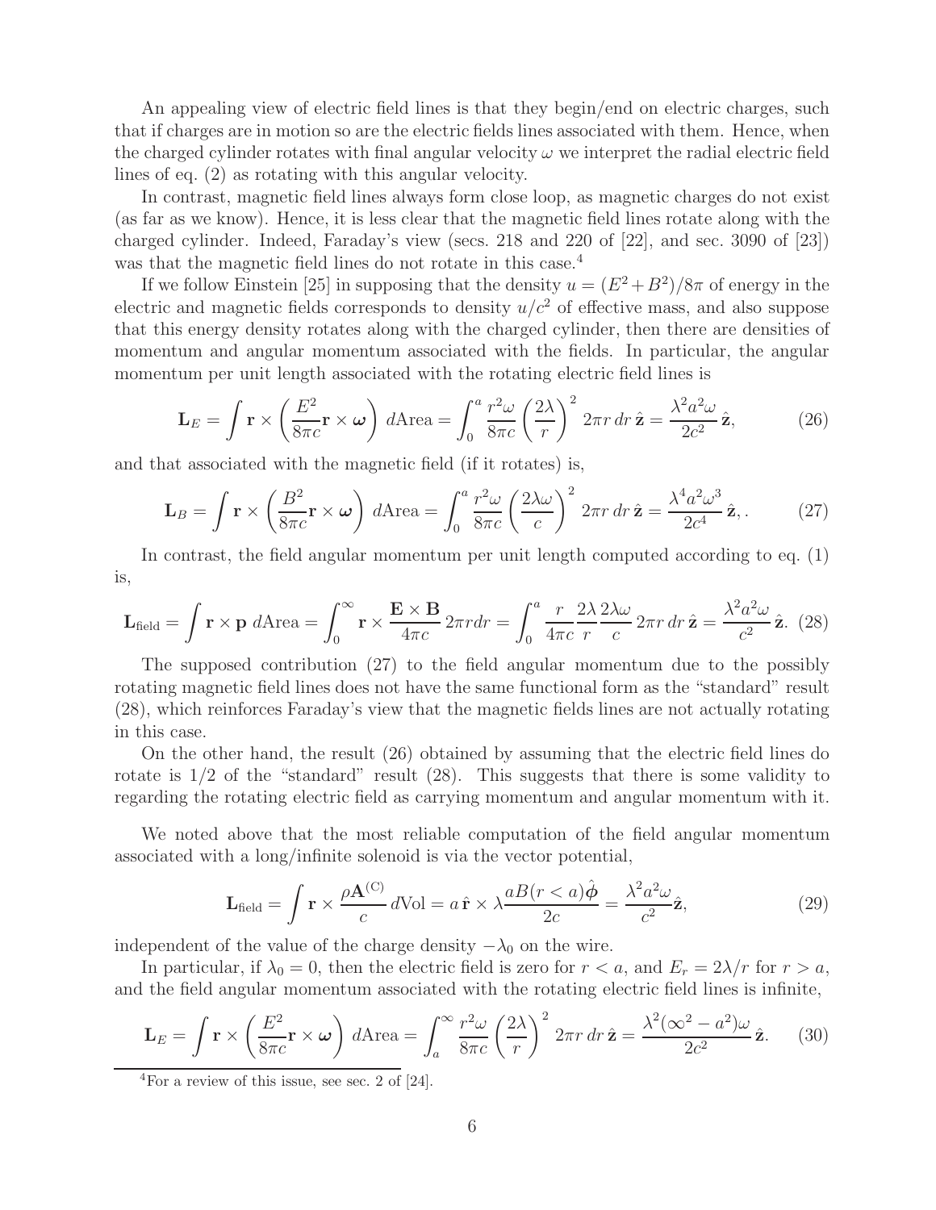An appealing view of electric field lines is that they begin/end on electric charges, such that if charges are in motion so are the electric fields lines associated with them. Hence, when the charged cylinder rotates with final angular velocity $\omega$ we interpret the radial electric field lines of eq. (2) as rotating with this angular velocity.

In contrast, magnetic field lines always form close loop, as magnetic charges do not exist (as far as we know). Hence, it is less clear that the magnetic field lines rotate along with the charged cylinder. Indeed, Faraday's view (secs. 218 and 220 of [22], and sec. 3090 of [23]) was that the magnetic field lines do not rotate in this case.[4]

If we follow Einstein [25] in supposing that the density $u = (E^2 + B^2)/8\pi$ of energy in the electric and magnetic fields corresponds to density $u/c^2$ of effective mass, and also suppose that this energy density rotates along with the charged cylinder, then there are densities of momentum and angular momentum associated with the fields. In particular, the angular momentum per unit length associated with the rotating electric field lines is

$$\mathbf{L}_E = \int \mathbf{r} \times \left( \frac{E^2}{8\pi c} \mathbf{r} \times \boldsymbol{\omega} \right) d\text{Area} = \int_0^a \frac{r^2 \omega}{8\pi c} \left( \frac{2\lambda}{r} \right)^2 2\pi r\, dr\, \hat{\mathbf{z}} = \frac{\lambda^2 a^2 \omega}{2c^2} \hat{\mathbf{z}}, \tag{26}$$

and that associated with the magnetic field (if it rotates) is,

$$\mathbf{L}_B = \int \mathbf{r} \times \left( \frac{B^2}{8\pi c} \mathbf{r} \times \boldsymbol{\omega} \right) d\text{Area} = \int_0^a \frac{r^2 \omega}{8\pi c} \left( \frac{2\lambda \omega}{c} \right)^2 2\pi r\, dr\, \hat{\mathbf{z}} = \frac{\lambda^4 a^2 \omega^3}{2c^4} \hat{\mathbf{z}}, . \tag{27}$$

In contrast, the field angular momentum per unit length computed according to eq. (1) is,

$$\mathbf{L}_{\text{field}} = \int \mathbf{r} \times \mathbf{p}\, d\text{Area} = \int_0^\infty \mathbf{r} \times \frac{\mathbf{E} \times \mathbf{B}}{4\pi c} 2\pi r dr = \int_0^a \frac{r}{4\pi c} \frac{2\lambda}{r} \frac{2\lambda \omega}{c} 2\pi r\, dr\, \hat{\mathbf{z}} = \frac{\lambda^2 a^2 \omega}{c^2} \hat{\mathbf{z}}. \tag{28}$$

The supposed contribution (27) to the field angular momentum due to the possibly rotating magnetic field lines does not have the same functional form as the "standard" result (28), which reinforces Faraday's view that the magnetic fields lines are not actually rotating in this case.

On the other hand, the result (26) obtained by assuming that the electric field lines do rotate is 1/2 of the "standard" result (28). This suggests that there is some validity to regarding the rotating electric field as carrying momentum and angular momentum with it.

We noted above that the most reliable computation of the field angular momentum associated with a long/infinite solenoid is via the vector potential,

$$\mathbf{L}_{\text{field}} = \int \mathbf{r} \times \frac{\rho \mathbf{A}^{(\text{C})}}{c} d\text{Vol} = a\, \hat{\mathbf{r}} \times \lambda \frac{a B(r < a) \hat{\boldsymbol{\phi}}}{2c} = \frac{\lambda^2 a^2 \omega}{c^2} \hat{\mathbf{z}}, \tag{29}$$

independent of the value of the charge density $-\lambda_0$ on the wire.

In particular, if $\lambda_0 = 0$, then the electric field is zero for $r < a$, and $E_r = 2\lambda/r$ for $r > a$, and the field angular momentum associated with the rotating electric field lines is infinite,

$$\mathbf{L}_E = \int \mathbf{r} \times \left( \frac{E^2}{8\pi c} \mathbf{r} \times \boldsymbol{\omega} \right) d\text{Area} = \int_a^\infty \frac{r^2 \omega}{8\pi c} \left( \frac{2\lambda}{r} \right)^2 2\pi r\, dr\, \hat{\mathbf{z}} = \frac{\lambda^2 (\infty^2 - a^2) \omega}{2c^2} \hat{\mathbf{z}}. \tag{30}$$

[4] For a review of this issue, see sec. 2 of [24].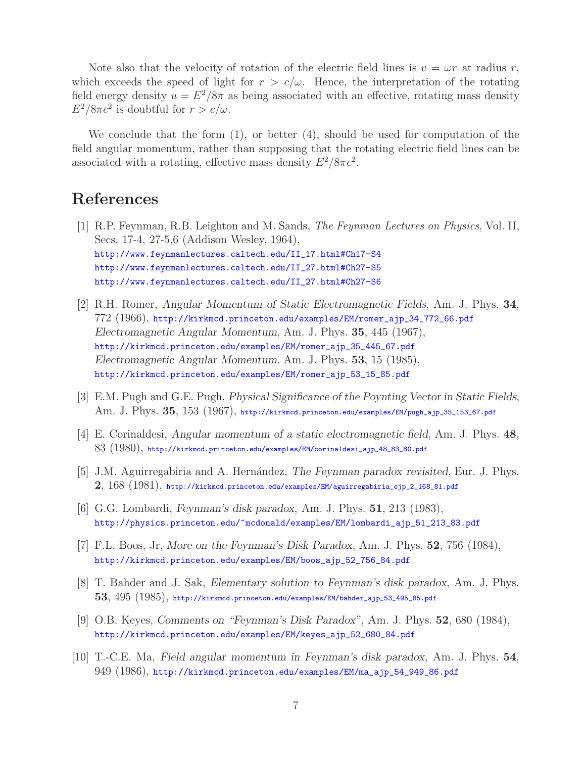Note also that the velocity of rotation of the electric field lines is $v = \omega r$ at radius $r$, which exceeds the speed of light for $r > c/\omega$. Hence, the interpretation of the rotating field energy density $u = E^2/8\pi$ as being associated with an effective, rotating mass density $E^2/8\pi c^2$ is doubtful for $r > c/\omega$.

We conclude that the form (1), or better (4), should be used for computation of the field angular momentum, rather than supposing that the rotating electric field lines can be associated with a rotating, effective mass density $E^2/8\pi c^2$.

## References

[1] R.P. Feynman, R.B. Leighton and M. Sands, *The Feynman Lectures on Physics*, Vol. II, Secs. 17-4, 27-5,6 (Addison Wesley, 1964),
http://www.feynmanlectures.caltech.edu/II_17.html#Ch17-S4
http://www.feynmanlectures.caltech.edu/II_27.html#Ch27-S5
http://www.feynmanlectures.caltech.edu/II_27.html#Ch27-S6

[2] R.H. Romer, *Angular Momentum of Static Electromagnetic Fields*, Am. J. Phys. **34**, 772 (1966), http://kirkmcd.princeton.edu/examples/EM/romer_ajp_34_772_66.pdf
*Electromagnetic Angular Momentum*, Am. J. Phys. **35**, 445 (1967),
http://kirkmcd.princeton.edu/examples/EM/romer_ajp_35_445_67.pdf
*Electromagnetic Angular Momentum*, Am. J. Phys. **53**, 15 (1985),
http://kirkmcd.princeton.edu/examples/EM/romer_ajp_53_15_85.pdf

[3] E.M. Pugh and G.E. Pugh, *Physical Significance of the Poynting Vector in Static Fields*, Am. J. Phys. **35**, 153 (1967), http://kirkmcd.princeton.edu/examples/EM/pugh_ajp_35_153_67.pdf

[4] E. Corinaldesi, *Angular momentum of a static electromagnetic field*, Am. J. Phys. **48**, 83 (1980), http://kirkmcd.princeton.edu/examples/EM/corinaldesi_ajp_48_83_80.pdf

[5] J.M. Aguirregabiria and A. Hernández, *The Feynman paradox revisited*, Eur. J. Phys. **2**, 168 (1981), http://kirkmcd.princeton.edu/examples/EM/aguirregabiria_ejp_2_168_81.pdf

[6] G.G. Lombardi, *Feynman's disk paradox*, Am. J. Phys. **51**, 213 (1983),
http://physics.princeton.edu/~mcdonald/examples/EM/lombardi_ajp_51_213_83.pdf

[7] F.L. Boos, Jr, *More on the Feynman's Disk Paradox*, Am. J. Phys. **52**, 756 (1984),
http://kirkmcd.princeton.edu/examples/EM/boos_ajp_52_756_84.pdf

[8] T. Bahder and J. Sak, *Elementary solution to Feynman's disk paradox*, Am. J. Phys. **53**, 495 (1985), http://kirkmcd.princeton.edu/examples/EM/bahder_ajp_53_495_85.pdf

[9] O.B. Keyes, *Comments on "Feynman's Disk Paradox"*, Am. J. Phys. **52**, 680 (1984),
http://kirkmcd.princeton.edu/examples/EM/keyes_ajp_52_680_84.pdf

[10] T.-C.E. Ma, *Field angular momentum in Feynman's disk paradox*, Am. J. Phys. **54**, 949 (1986), http://kirkmcd.princeton.edu/examples/EM/ma_ajp_54_949_86.pdf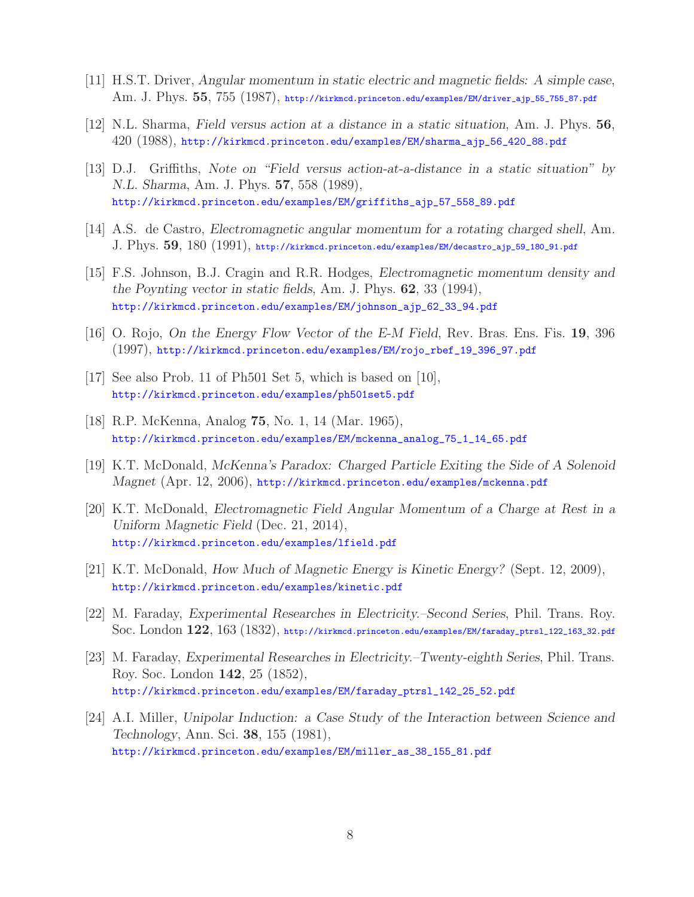[11] H.S.T. Driver, *Angular momentum in static electric and magnetic fields: A simple case*, Am. J. Phys. **55**, 755 (1987), http://kirkmcd.princeton.edu/examples/EM/driver_ajp_55_755_87.pdf

[12] N.L. Sharma, *Field versus action at a distance in a static situation*, Am. J. Phys. **56**, 420 (1988), http://kirkmcd.princeton.edu/examples/EM/sharma_ajp_56_420_88.pdf

[13] D.J. Griffiths, *Note on "Field versus action-at-a-distance in a static situation" by N.L. Sharma*, Am. J. Phys. **57**, 558 (1989), http://kirkmcd.princeton.edu/examples/EM/griffiths_ajp_57_558_89.pdf

[14] A.S. de Castro, *Electromagnetic angular momentum for a rotating charged shell*, Am. J. Phys. **59**, 180 (1991), http://kirkmcd.princeton.edu/examples/EM/decastro_ajp_59_180_91.pdf

[15] F.S. Johnson, B.J. Cragin and R.R. Hodges, *Electromagnetic momentum density and the Poynting vector in static fields*, Am. J. Phys. **62**, 33 (1994), http://kirkmcd.princeton.edu/examples/EM/johnson_ajp_62_33_94.pdf

[16] O. Rojo, *On the Energy Flow Vector of the E-M Field*, Rev. Bras. Ens. Fis. **19**, 396 (1997), http://kirkmcd.princeton.edu/examples/EM/rojo_rbef_19_396_97.pdf

[17] See also Prob. 11 of Ph501 Set 5, which is based on [10], http://kirkmcd.princeton.edu/examples/ph501set5.pdf

[18] R.P. McKenna, Analog **75**, No. 1, 14 (Mar. 1965), http://kirkmcd.princeton.edu/examples/EM/mckenna_analog_75_1_14_65.pdf

[19] K.T. McDonald, *McKenna's Paradox: Charged Particle Exiting the Side of A Solenoid Magnet* (Apr. 12, 2006), http://kirkmcd.princeton.edu/examples/mckenna.pdf

[20] K.T. McDonald, *Electromagnetic Field Angular Momentum of a Charge at Rest in a Uniform Magnetic Field* (Dec. 21, 2014), http://kirkmcd.princeton.edu/examples/lfield.pdf

[21] K.T. McDonald, *How Much of Magnetic Energy is Kinetic Energy?* (Sept. 12, 2009), http://kirkmcd.princeton.edu/examples/kinetic.pdf

[22] M. Faraday, *Experimental Researches in Electricity.–Second Series*, Phil. Trans. Roy. Soc. London **122**, 163 (1832), http://kirkmcd.princeton.edu/examples/EM/faraday_ptrsl_122_163_32.pdf

[23] M. Faraday, *Experimental Researches in Electricity.–Twenty-eighth Series*, Phil. Trans. Roy. Soc. London **142**, 25 (1852), http://kirkmcd.princeton.edu/examples/EM/faraday_ptrsl_142_25_52.pdf

[24] A.I. Miller, *Unipolar Induction: a Case Study of the Interaction between Science and Technology*, Ann. Sci. **38**, 155 (1981), http://kirkmcd.princeton.edu/examples/EM/miller_as_38_155_81.pdf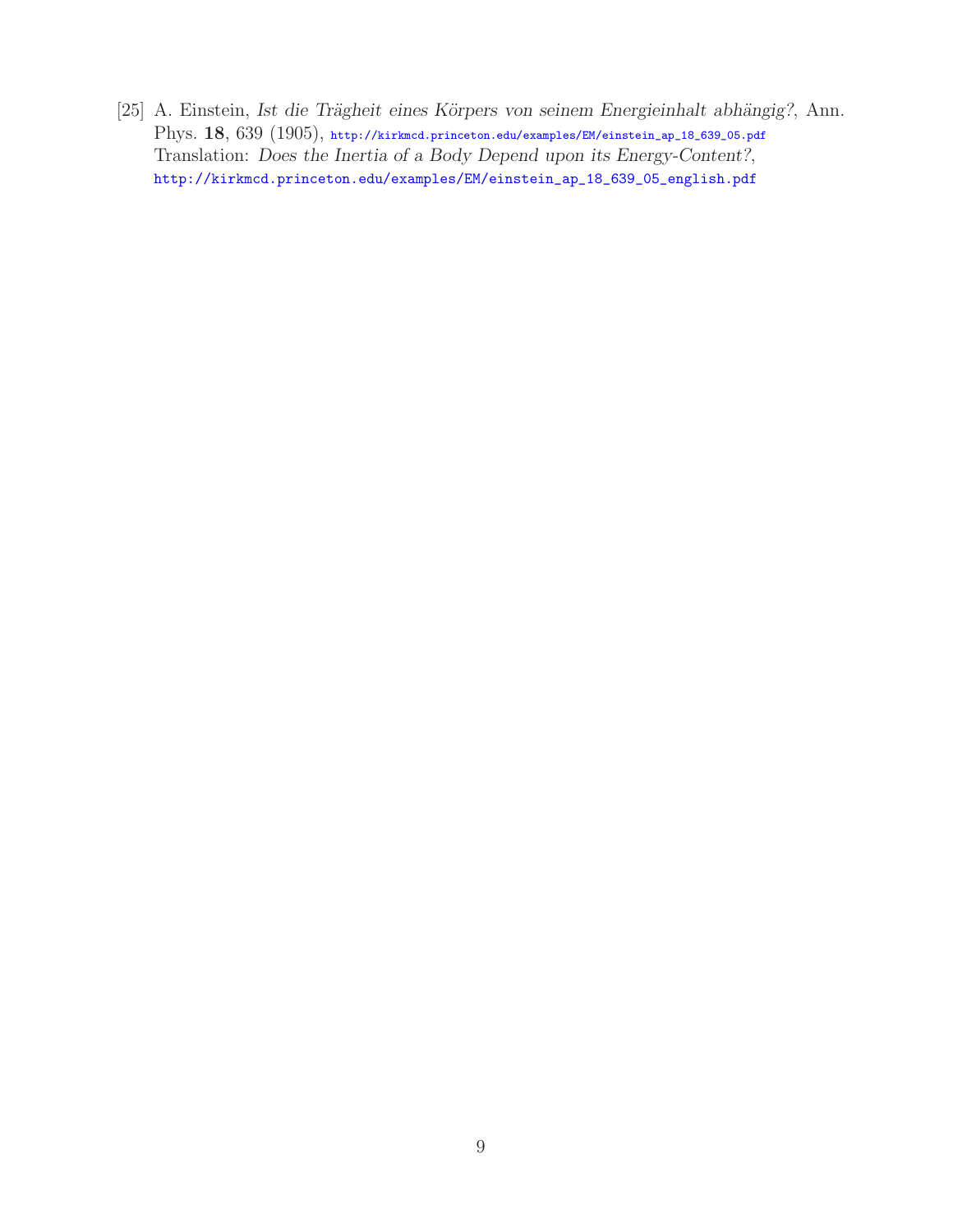[25] A. Einstein, *Ist die Trägheit eines Körpers von seinem Energieinhalt abhängig?*, Ann. Phys. **18**, 639 (1905), http://kirkmcd.princeton.edu/examples/EM/einstein_ap_18_639_05.pdf
Translation: *Does the Inertia of a Body Depend upon its Energy-Content?*, http://kirkmcd.princeton.edu/examples/EM/einstein_ap_18_639_05_english.pdf